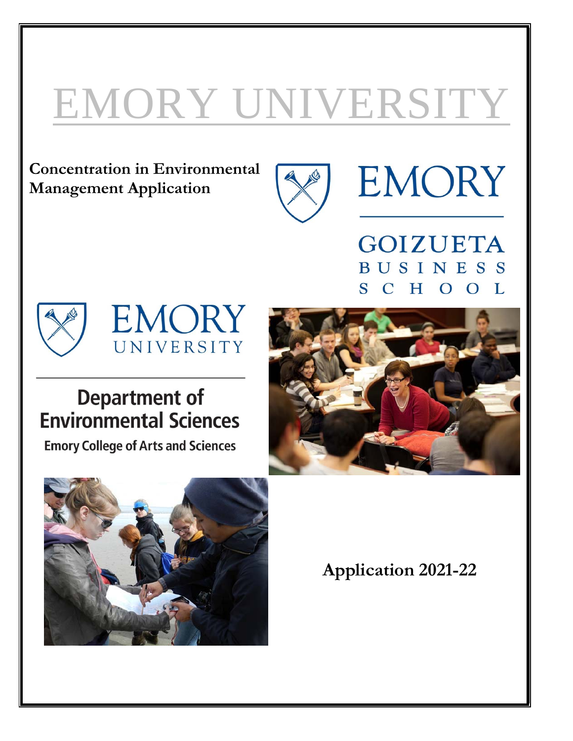# EMORY UNIVERSITY

**Concentration in Environmental Management Application**

EMORY

GOIZUETA BUSINESS SCHOOL

EMORY UNIVERSITY

Department of Environmental Sciences

Emory College of Arts and Sciences

**Application 2021-22**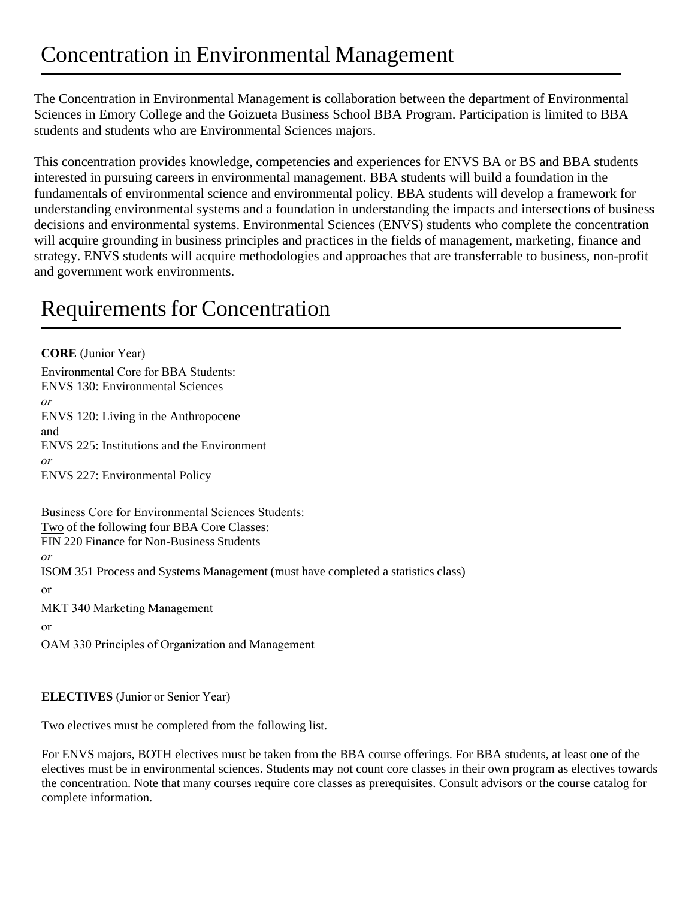# Concentration in Environmental Management

The Concentration in Environmental Management is collaboration between the department of Environmental Sciences in Emory College and the Goizueta Business School BBA Program. Participation is limited to BBA students and students who are Environmental Sciences majors.

This concentration provides knowledge, competencies and experiences for ENVS BA or BS and BBA students interested in pursuing careers in environmental management. BBA students will build a foundation in the fundamentals of environmental science and environmental policy. BBA students will develop a framework for understanding environmental systems and a foundation in understanding the impacts and intersections of business decisions and environmental systems. Environmental Sciences (ENVS) students who complete the concentration will acquire grounding in business principles and practices in the fields of management, marketing, finance and strategy. ENVS students will acquire methodologies and approaches that are transferrable to business, non-profit and government work environments.

# Requirements for Concentration

**CORE** (Junior Year)

Environmental Core for BBA Students:
ENVS 130: Environmental Sciences
*or*
ENVS 120: Living in the Anthropocene
<u>and</u>
ENVS 225: Institutions and the Environment
*or*
ENVS 227: Environmental Policy

Business Core for Environmental Sciences Students:
<u>Two</u> of the following four BBA Core Classes:
FIN 220 Finance for Non-Business Students
*or*
ISOM 351 Process and Systems Management (must have completed a statistics class)

or

MKT 340 Marketing Management

or

OAM 330 Principles of Organization and Management

**ELECTIVES** (Junior or Senior Year)

Two electives must be completed from the following list.

For ENVS majors, BOTH electives must be taken from the BBA course offerings. For BBA students, at least one of the electives must be in environmental sciences. Students may not count core classes in their own program as electives towards the concentration. Note that many courses require core classes as prerequisites. Consult advisors or the course catalog for complete information.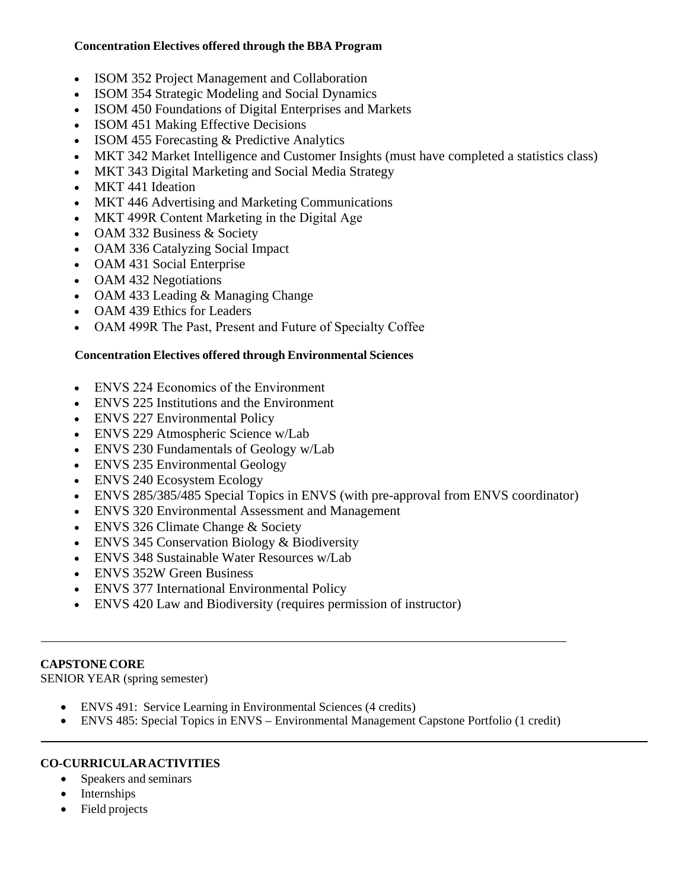**Concentration Electives offered through the BBA Program**

- ISOM 352 Project Management and Collaboration
- ISOM 354 Strategic Modeling and Social Dynamics
- ISOM 450 Foundations of Digital Enterprises and Markets
- ISOM 451 Making Effective Decisions
- ISOM 455 Forecasting & Predictive Analytics
- MKT 342 Market Intelligence and Customer Insights (must have completed a statistics class)
- MKT 343 Digital Marketing and Social Media Strategy
- MKT 441 Ideation
- MKT 446 Advertising and Marketing Communications
- MKT 499R Content Marketing in the Digital Age
- OAM 332 Business & Society
- OAM 336 Catalyzing Social Impact
- OAM 431 Social Enterprise
- OAM 432 Negotiations
- OAM 433 Leading & Managing Change
- OAM 439 Ethics for Leaders
- OAM 499R The Past, Present and Future of Specialty Coffee

**Concentration Electives offered through Environmental Sciences**

- ENVS 224 Economics of the Environment
- ENVS 225 Institutions and the Environment
- ENVS 227 Environmental Policy
- ENVS 229 Atmospheric Science w/Lab
- ENVS 230 Fundamentals of Geology w/Lab
- ENVS 235 Environmental Geology
- ENVS 240 Ecosystem Ecology
- ENVS 285/385/485 Special Topics in ENVS (with pre-approval from ENVS coordinator)
- ENVS 320 Environmental Assessment and Management
- ENVS 326 Climate Change & Society
- ENVS 345 Conservation Biology & Biodiversity
- ENVS 348 Sustainable Water Resources w/Lab
- ENVS 352W Green Business
- ENVS 377 International Environmental Policy
- ENVS 420 Law and Biodiversity (requires permission of instructor)

---

**CAPSTONE CORE**

SENIOR YEAR (spring semester)

- ENVS 491: Service Learning in Environmental Sciences (4 credits)
- ENVS 485: Special Topics in ENVS – Environmental Management Capstone Portfolio (1 credit)

---

**CO-CURRICULAR ACTIVITIES**

- Speakers and seminars
- Internships
- Field projects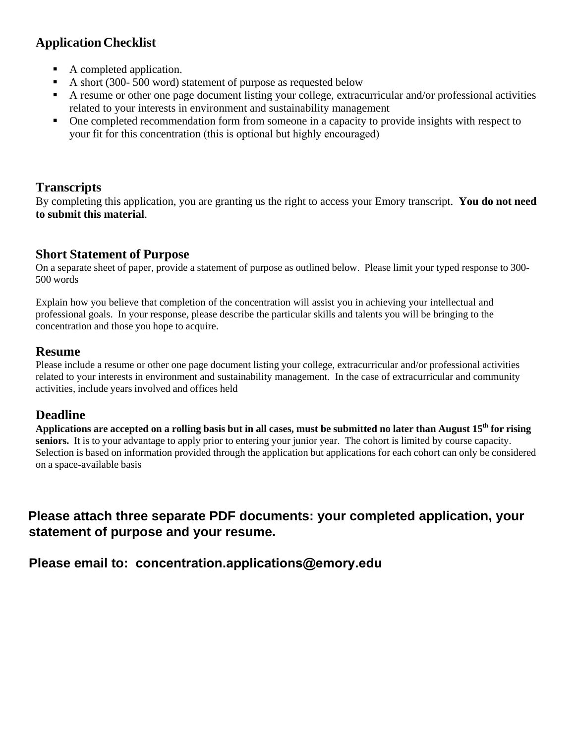## Application Checklist

- A completed application.
- A short (300- 500 word) statement of purpose as requested below
- A resume or other one page document listing your college, extracurricular and/or professional activities related to your interests in environment and sustainability management
- One completed recommendation form from someone in a capacity to provide insights with respect to your fit for this concentration (this is optional but highly encouraged)

## Transcripts

By completing this application, you are granting us the right to access your Emory transcript. **You do not need to submit this material**.

## Short Statement of Purpose

On a separate sheet of paper, provide a statement of purpose as outlined below. Please limit your typed response to 300-500 words

Explain how you believe that completion of the concentration will assist you in achieving your intellectual and professional goals. In your response, please describe the particular skills and talents you will be bringing to the concentration and those you hope to acquire.

## Resume

Please include a resume or other one page document listing your college, extracurricular and/or professional activities related to your interests in environment and sustainability management. In the case of extracurricular and community activities, include years involved and offices held

## Deadline

**Applications are accepted on a rolling basis but in all cases, must be submitted no later than August 15th for rising seniors.** It is to your advantage to apply prior to entering your junior year. The cohort is limited by course capacity. Selection is based on information provided through the application but applications for each cohort can only be considered on a space-available basis

**Please attach three separate PDF documents: your completed application, your statement of purpose and your resume.**

**Please email to: concentration.applications@emory.edu**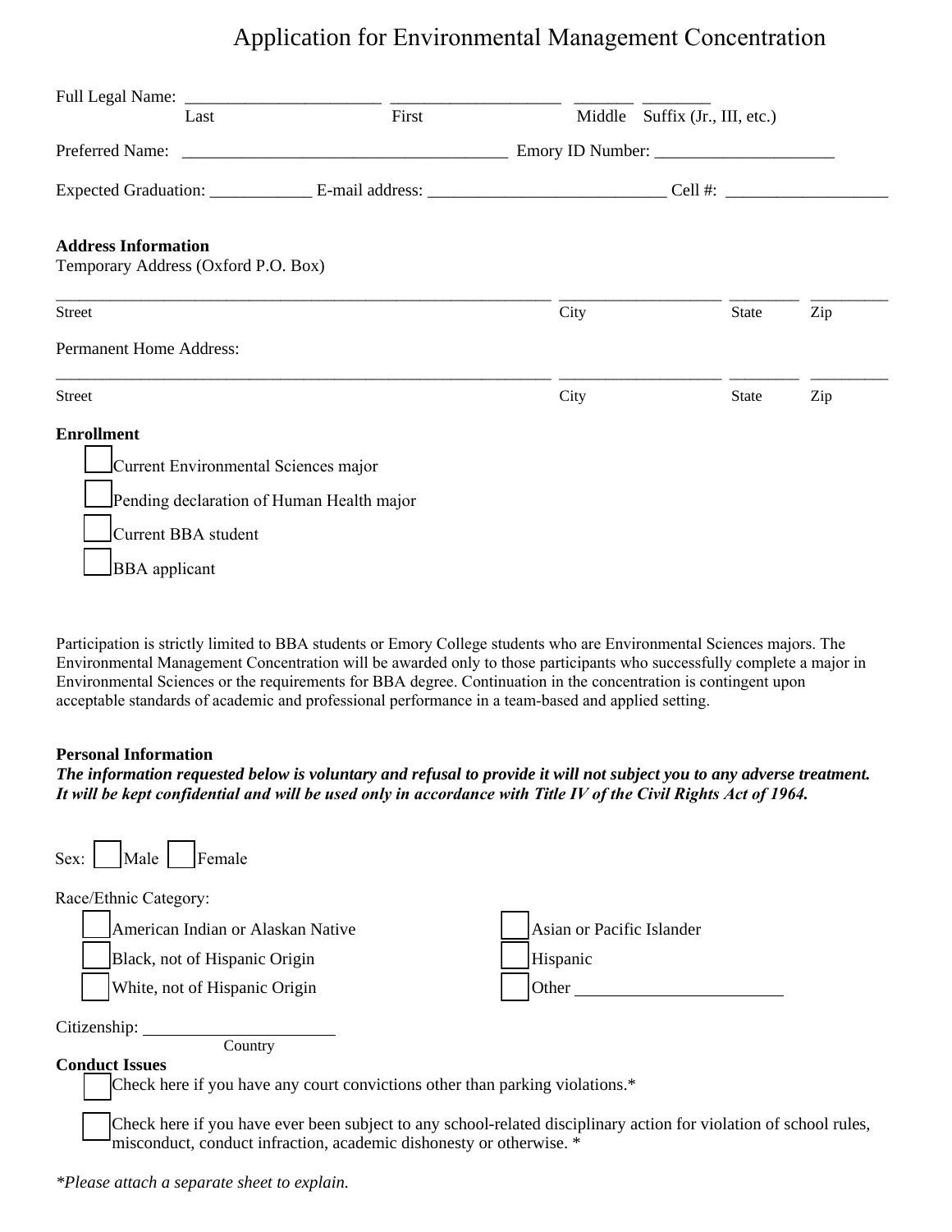# Application for Environmental Management Concentration

Full Legal Name: ______________________ ____________________ _______ ________

Last First Middle Suffix (Jr., III, etc.)

Preferred Name: _____________________________________ Emory ID Number: ____________________

Expected Graduation: ____________ E-mail address: ___________________________ Cell #: ___________________

**Address Information**

Temporary Address (Oxford P.O. Box)

____________________________________________________________ ___________________ ________ _________

Street City State Zip

Permanent Home Address:

____________________________________________________________ ___________________ ________ _________

Street City State Zip

**Enrollment**

- ☐ Current Environmental Sciences major
- ☐ Pending declaration of Human Health major
- ☐ Current BBA student
- ☐ BBA applicant

Participation is strictly limited to BBA students or Emory College students who are Environmental Sciences majors. The Environmental Management Concentration will be awarded only to those participants who successfully complete a major in Environmental Sciences or the requirements for BBA degree. Continuation in the concentration is contingent upon acceptable standards of academic and professional performance in a team-based and applied setting.

**Personal Information**

***The information requested below is voluntary and refusal to provide it will not subject you to any adverse treatment. It will be kept confidential and will be used only in accordance with Title IV of the Civil Rights Act of 1964.***

Sex: ☐ Male ☐ Female

Race/Ethnic Category:

- ☐ American Indian or Alaskan Native
- ☐ Black, not of Hispanic Origin
- ☐ White, not of Hispanic Origin
- ☐ Asian or Pacific Islander
- ☐ Hispanic
- ☐ Other ________________________

Citizenship: ______________________

Country

**Conduct Issues**

- ☐ Check here if you have any court convictions other than parking violations.*
- ☐ Check here if you have ever been subject to any school-related disciplinary action for violation of school rules, misconduct, conduct infraction, academic dishonesty or otherwise. *

*\*Please attach a separate sheet to explain.*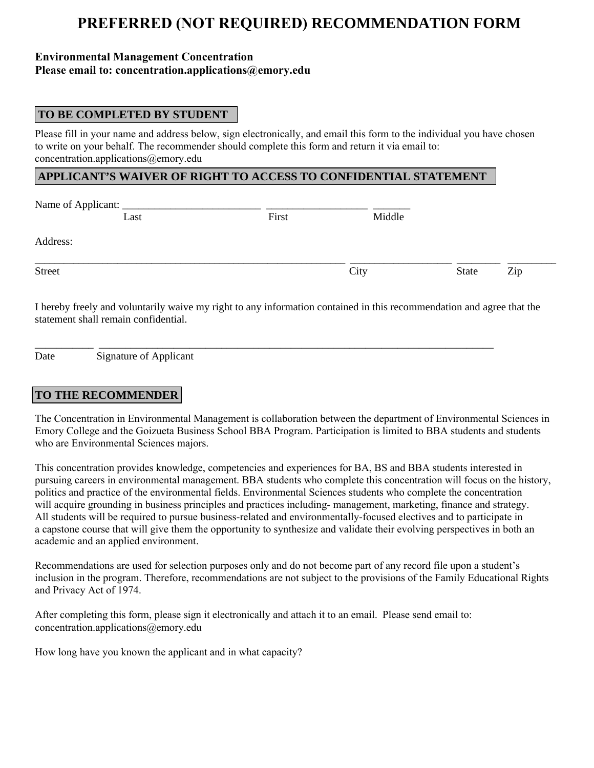# PREFERRED (NOT REQUIRED) RECOMMENDATION FORM

**Environmental Management Concentration**
**Please email to: concentration.applications@emory.edu**

## TO BE COMPLETED BY STUDENT

Please fill in your name and address below, sign electronically, and email this form to the individual you have chosen to write on your behalf. The recommender should complete this form and return it via email to: concentration.applications@emory.edu

## APPLICANT'S WAIVER OF RIGHT TO ACCESS TO CONFIDENTIAL STATEMENT

Name of Applicant: __________________________ ___________________ _______
Last First Middle

Address:

_____________________________________________________________ ___________________ ________ _________
Street City State Zip

I hereby freely and voluntarily waive my right to any information contained in this recommendation and agree that the statement shall remain confidential.

___________ ______________________________________________________________________________
Date Signature of Applicant

## TO THE RECOMMENDER

The Concentration in Environmental Management is collaboration between the department of Environmental Sciences in Emory College and the Goizueta Business School BBA Program. Participation is limited to BBA students and students who are Environmental Sciences majors.

This concentration provides knowledge, competencies and experiences for BA, BS and BBA students interested in pursuing careers in environmental management. BBA students who complete this concentration will focus on the history, politics and practice of the environmental fields. Environmental Sciences students who complete the concentration will acquire grounding in business principles and practices including- management, marketing, finance and strategy. All students will be required to pursue business-related and environmentally-focused electives and to participate in a capstone course that will give them the opportunity to synthesize and validate their evolving perspectives in both an academic and an applied environment.

Recommendations are used for selection purposes only and do not become part of any record file upon a student's inclusion in the program. Therefore, recommendations are not subject to the provisions of the Family Educational Rights and Privacy Act of 1974.

After completing this form, please sign it electronically and attach it to an email. Please send email to: concentration.applications@emory.edu

How long have you known the applicant and in what capacity?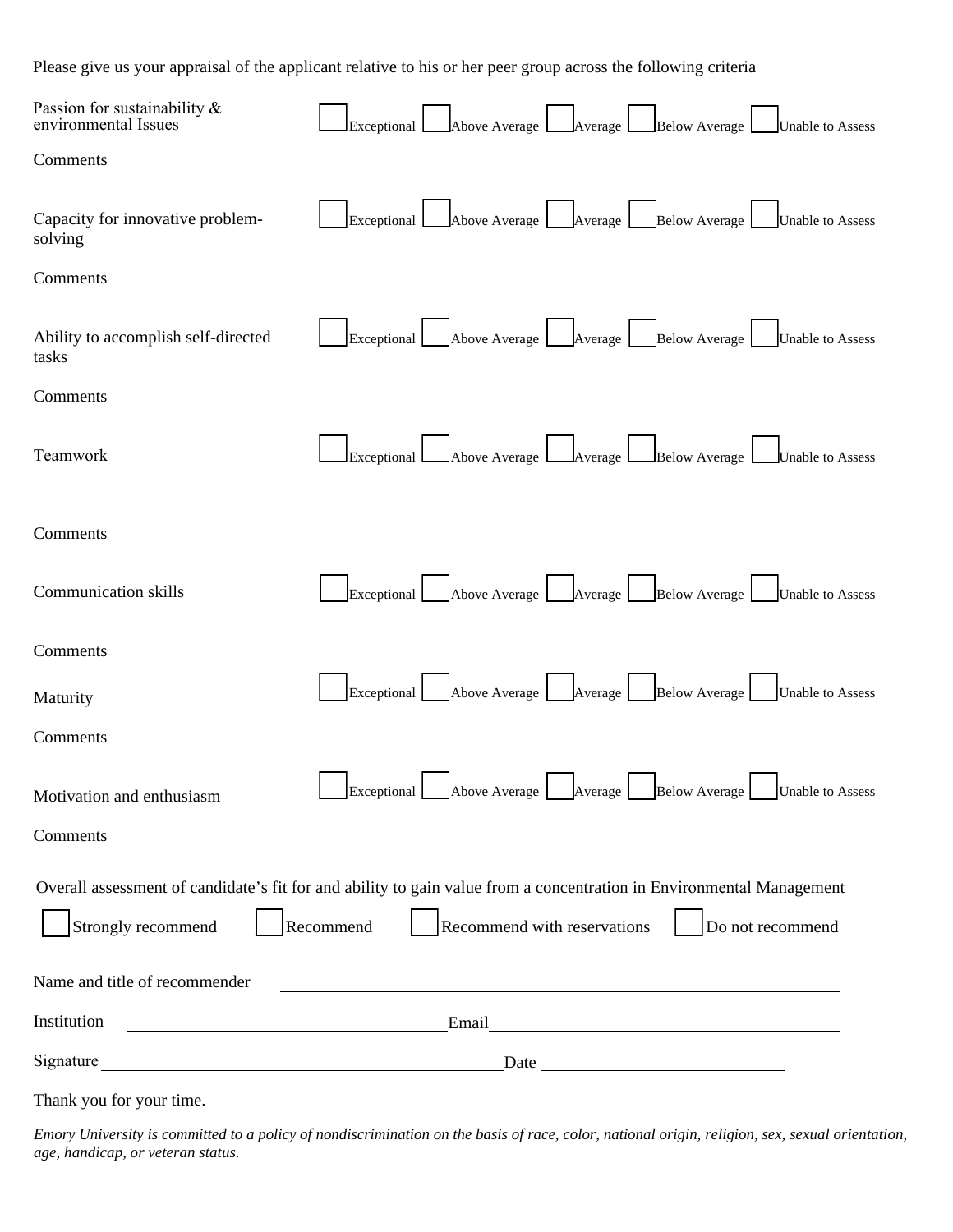Please give us your appraisal of the applicant relative to his or her peer group across the following criteria

Passion for sustainability & environmental Issues

☐ Exceptional ☐ Above Average ☐ Average ☐ Below Average ☐ Unable to Assess

Comments

Capacity for innovative problem-solving

☐ Exceptional ☐ Above Average ☐ Average ☐ Below Average ☐ Unable to Assess

Comments

Ability to accomplish self-directed tasks

☐ Exceptional ☐ Above Average ☐ Average ☐ Below Average ☐ Unable to Assess

Comments

Teamwork

☐ Exceptional ☐ Above Average ☐ Average ☐ Below Average ☐ Unable to Assess

Comments

Communication skills

☐ Exceptional ☐ Above Average ☐ Average ☐ Below Average ☐ Unable to Assess

Comments

Maturity

☐ Exceptional ☐ Above Average ☐ Average ☐ Below Average ☐ Unable to Assess

Comments

Motivation and enthusiasm

☐ Exceptional ☐ Above Average ☐ Average ☐ Below Average ☐ Unable to Assess

Comments

Overall assessment of candidate's fit for and ability to gain value from a concentration in Environmental Management

☐ Strongly recommend ☐ Recommend ☐ Recommend with reservations ☐ Do not recommend

Name and title of recommender ______________________________

Institution ______________________ Email ______________________

Signature ______________________ Date ______________________

Thank you for your time.

*Emory University is committed to a policy of nondiscrimination on the basis of race, color, national origin, religion, sex, sexual orientation, age, handicap, or veteran status.*